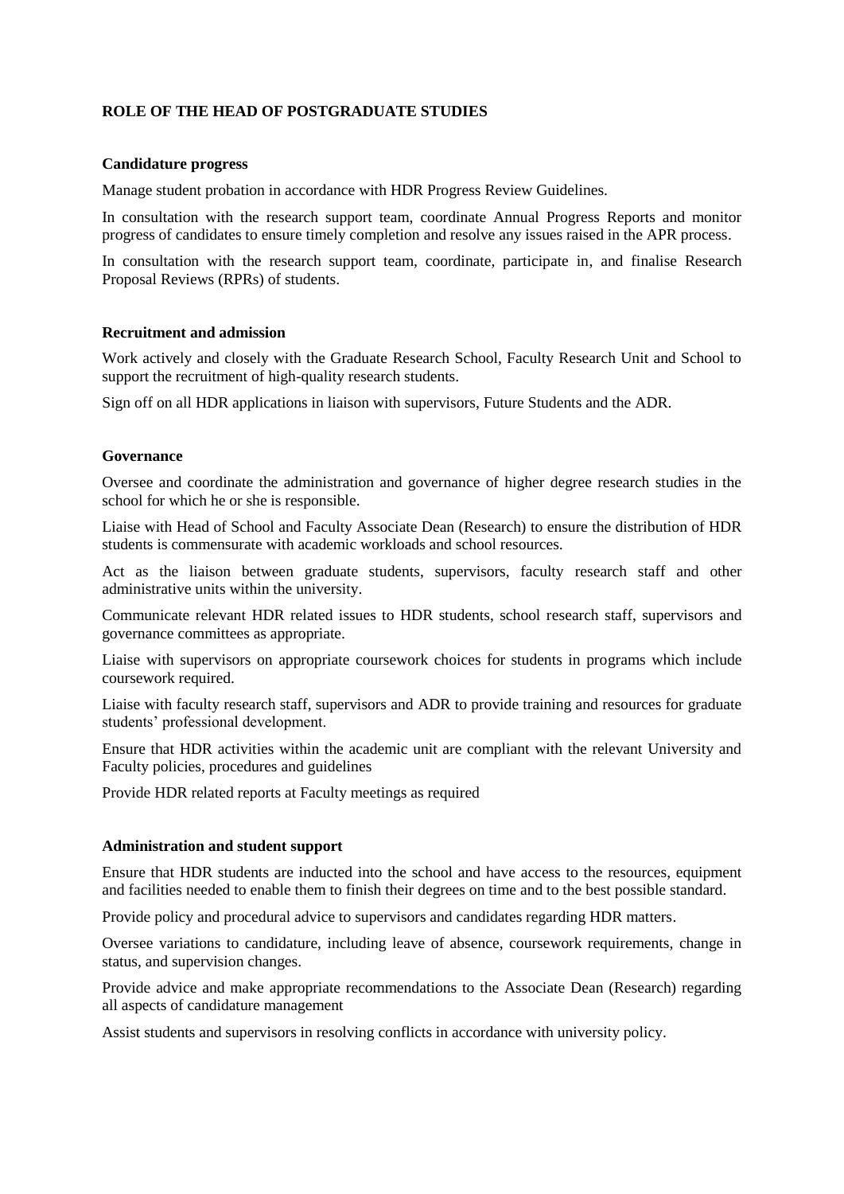# ROLE OF THE HEAD OF POSTGRADUATE STUDIES

## Candidature progress

Manage student probation in accordance with HDR Progress Review Guidelines.

In consultation with the research support team, coordinate Annual Progress Reports and monitor progress of candidates to ensure timely completion and resolve any issues raised in the APR process.

In consultation with the research support team, coordinate, participate in, and finalise Research Proposal Reviews (RPRs) of students.

## Recruitment and admission

Work actively and closely with the Graduate Research School, Faculty Research Unit and School to support the recruitment of high-quality research students.

Sign off on all HDR applications in liaison with supervisors, Future Students and the ADR.

## Governance

Oversee and coordinate the administration and governance of higher degree research studies in the school for which he or she is responsible.

Liaise with Head of School and Faculty Associate Dean (Research) to ensure the distribution of HDR students is commensurate with academic workloads and school resources.

Act as the liaison between graduate students, supervisors, faculty research staff and other administrative units within the university.

Communicate relevant HDR related issues to HDR students, school research staff, supervisors and governance committees as appropriate.

Liaise with supervisors on appropriate coursework choices for students in programs which include coursework required.

Liaise with faculty research staff, supervisors and ADR to provide training and resources for graduate students' professional development.

Ensure that HDR activities within the academic unit are compliant with the relevant University and Faculty policies, procedures and guidelines

Provide HDR related reports at Faculty meetings as required

## Administration and student support

Ensure that HDR students are inducted into the school and have access to the resources, equipment and facilities needed to enable them to finish their degrees on time and to the best possible standard.

Provide policy and procedural advice to supervisors and candidates regarding HDR matters.

Oversee variations to candidature, including leave of absence, coursework requirements, change in status, and supervision changes.

Provide advice and make appropriate recommendations to the Associate Dean (Research) regarding all aspects of candidature management

Assist students and supervisors in resolving conflicts in accordance with university policy.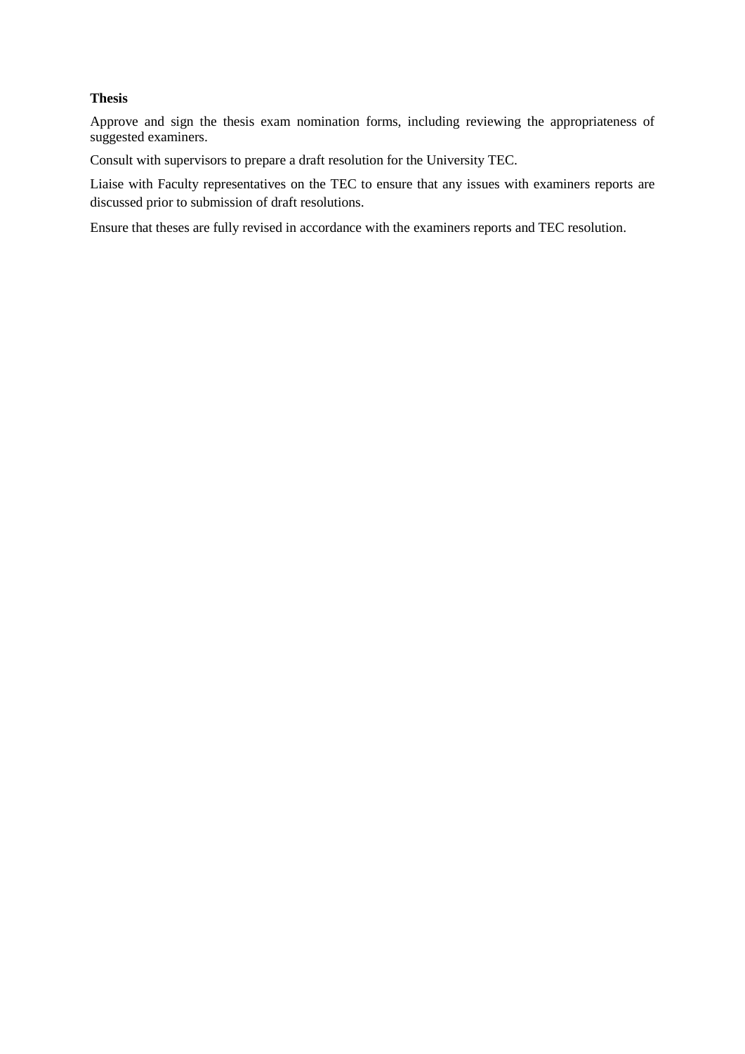**Thesis**

Approve and sign the thesis exam nomination forms, including reviewing the appropriateness of suggested examiners.

Consult with supervisors to prepare a draft resolution for the University TEC.

Liaise with Faculty representatives on the TEC to ensure that any issues with examiners reports are discussed prior to submission of draft resolutions.

Ensure that theses are fully revised in accordance with the examiners reports and TEC resolution.